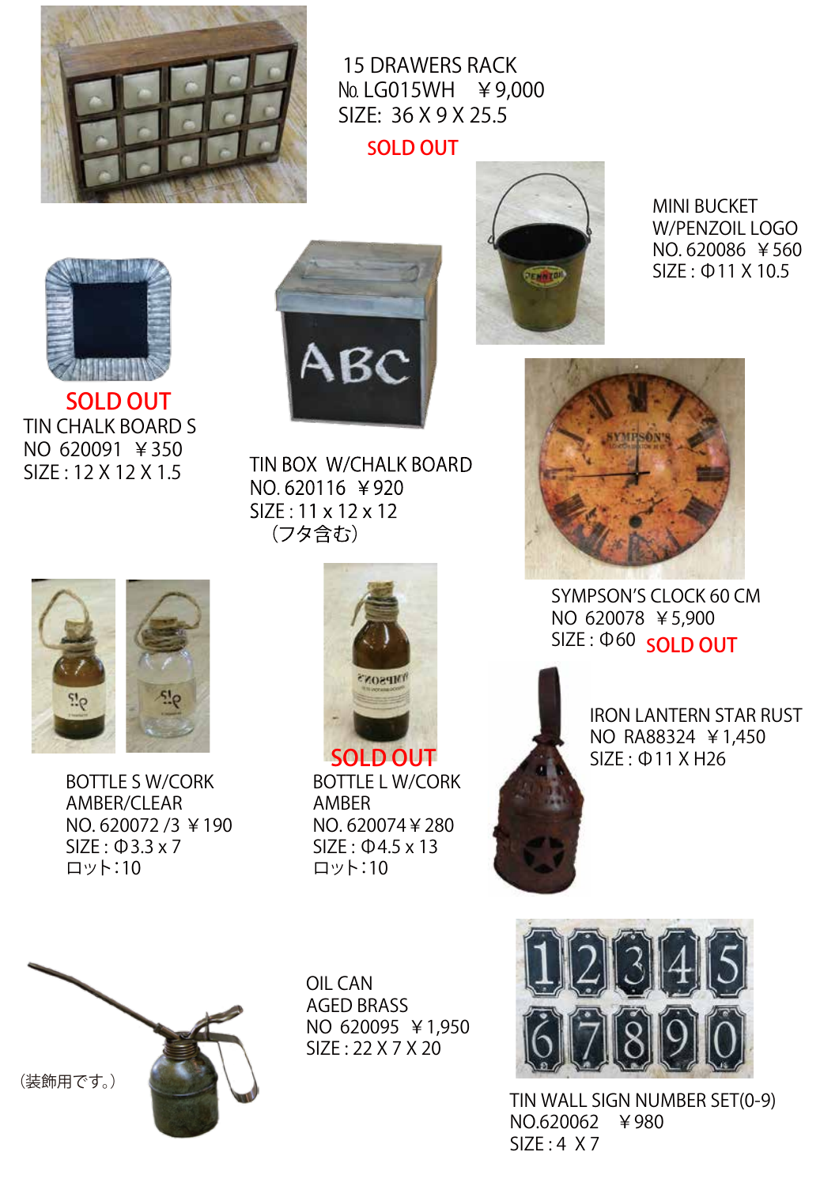15 DRAWERS RACK
№ LG015WH　￥9,000
SIZE: 36 X 9 X 25.5

SOLD OUT

MINI BUCKET
W/PENZOIL LOGO
NO. 620086　￥560
SIZE : Φ11 X 10.5

SOLD OUT

TIN CHALK BOARD S
NO 620091　￥350
SIZE : 12 X 12 X 1.5

TIN BOX W/CHALK BOARD
NO. 620116　￥920
SIZE : 11 x 12 x 12
（フタ含む）

SYMPSON'S CLOCK 60 CM
NO 620078　￥5,900
SIZE : Φ60　SOLD OUT

BOTTLE S W/CORK
AMBER/CLEAR
NO. 620072 /3 ￥190
SIZE : Φ3.3 x 7
ロット：10

SOLD OUT

BOTTLE L W/CORK
AMBER
NO. 620074 ￥280
SIZE : Φ4.5 x 13
ロット：10

IRON LANTERN STAR RUST
NO RA88324 ￥1,450
SIZE : Φ11 X H26

（装飾用です。）

OIL CAN
AGED BRASS
NO 620095　￥1,950
SIZE : 22 X 7 X 20

TIN WALL SIGN NUMBER SET(0-9)
NO.620062　￥980
SIZE : 4 X 7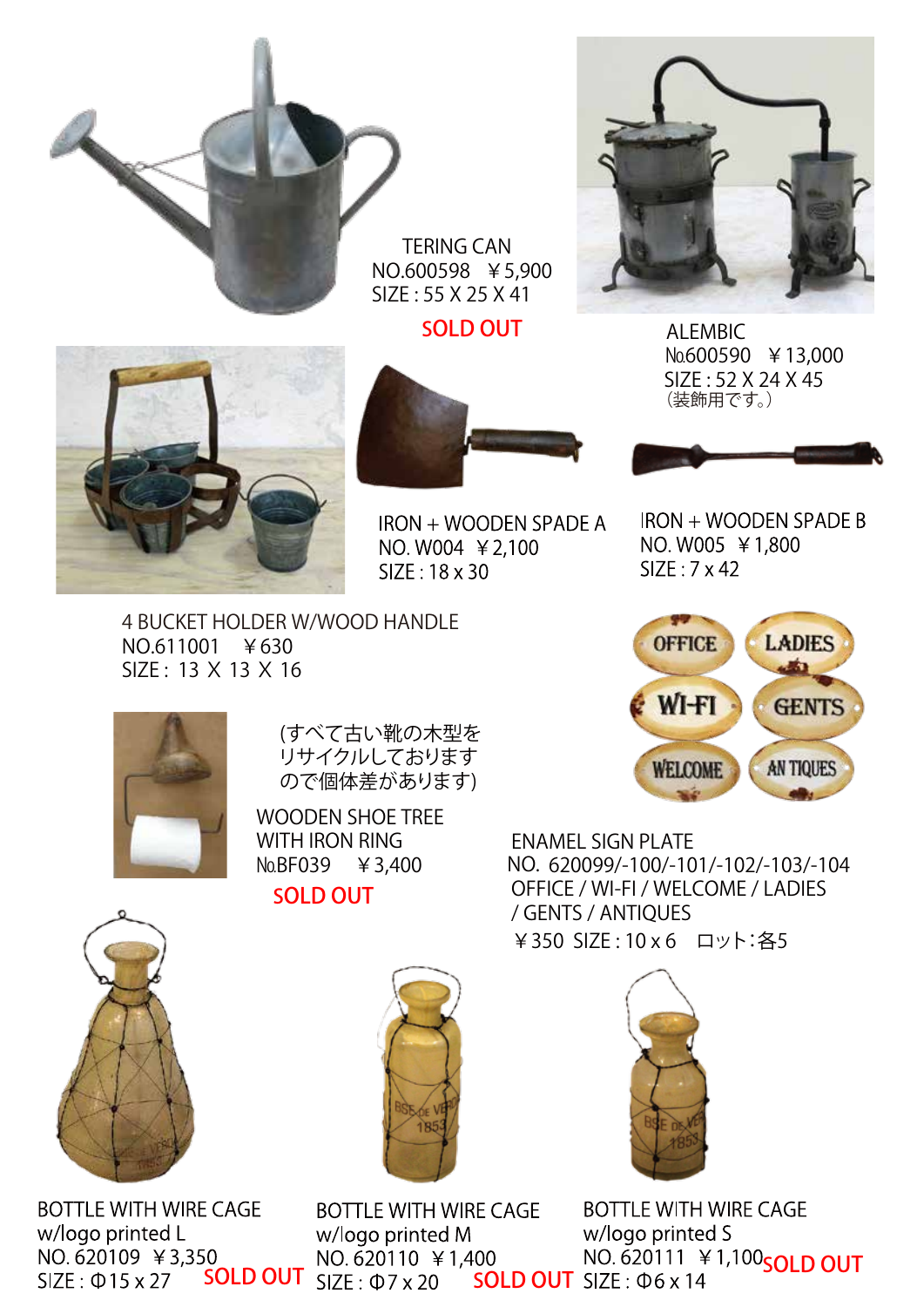TERING CAN
NO.600598　￥5,900
SIZE : 55 X 25 X 41

SOLD OUT

ALEMBIC
№600590　￥13,000
SIZE : 52 X 24 X 45
（装飾用です。）

IRON + WOODEN SPADE A
NO. W004　￥2,100
SIZE : 18 x 30

IRON + WOODEN SPADE B
NO. W005　￥1,800
SIZE : 7 x 42

4 BUCKET HOLDER W/WOOD HANDLE
NO.611001　￥630
SIZE : 13 X 13 X 16

(すべて古い靴の木型を
リサイクルしております
ので個体差があります)

WOODEN SHOE TREE
WITH IRON RING
№BF039　￥3,400

SOLD OUT

ENAMEL SIGN PLATE
NO. 620099/-100/-101/-102/-103/-104
OFFICE / WI-FI / WELCOME / LADIES
/ GENTS / ANTIQUES
￥350　SIZE : 10 x 6　ロット：各5

BOTTLE WITH WIRE CAGE
w/logo printed L
NO. 620109　￥3,350
SIZE : Φ15 x 27　SOLD OUT

BOTTLE WITH WIRE CAGE
w/logo printed M
NO. 620110　￥1,400
SIZE : Φ7 x 20　SOLD OUT

BOTTLE WITH WIRE CAGE
w/logo printed S
NO. 620111　￥1,100　SOLD OUT
SIZE : Φ6 x 14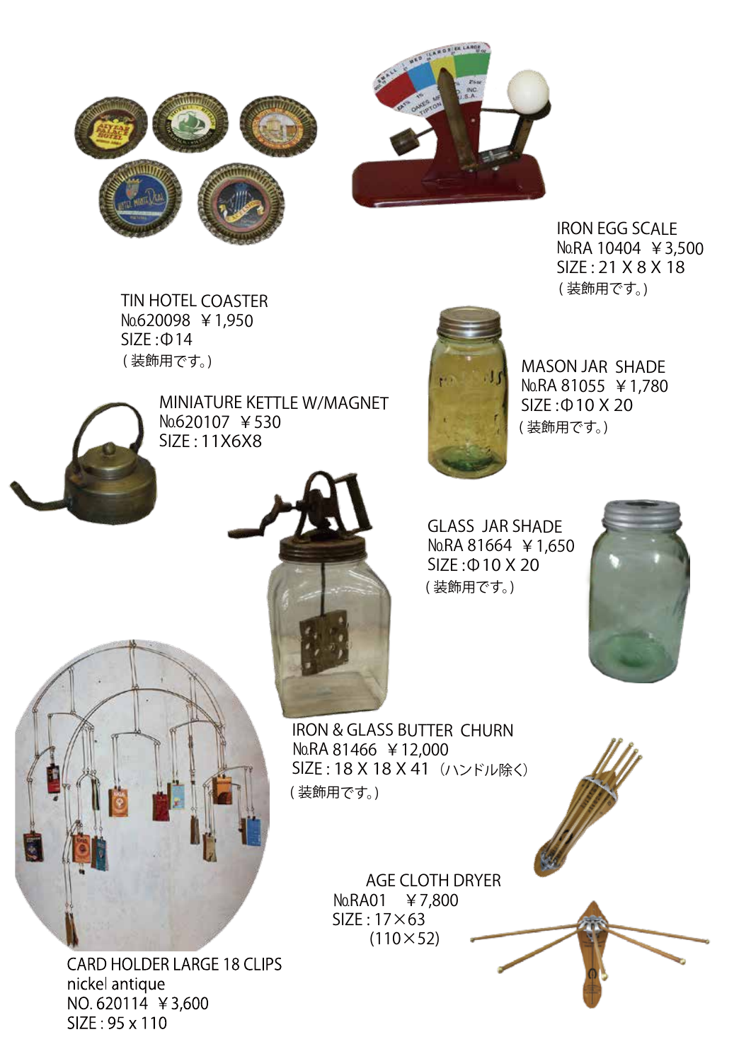IRON EGG SCALE
No.RA 10404 ￥3,500
SIZE : 21 X 8 X 18
（装飾用です。）

TIN HOTEL COASTER
No.620098 ￥1,950
SIZE :Φ14
（装飾用です。）

MASON JAR SHADE
No.RA 81055 ￥1,780
SIZE :Φ10 X 20
（装飾用です。）

MINIATURE KETTLE W/MAGNET
No.620107 ￥530
SIZE : 11X6X8

GLASS JAR SHADE
No.RA 81664 ￥1,650
SIZE :Φ10 X 20
（装飾用です。）

IRON & GLASS BUTTER CHURN
No.RA 81466 ￥12,000
SIZE : 18 X 18 X 41 （ハンドル除く）
（装飾用です。）

AGE CLOTH DRYER
No.RA01 ￥7,800
SIZE : 17×63
(110×52)

CARD HOLDER LARGE 18 CLIPS
nickel antique
NO. 620114 ￥3,600
SIZE : 95 x 110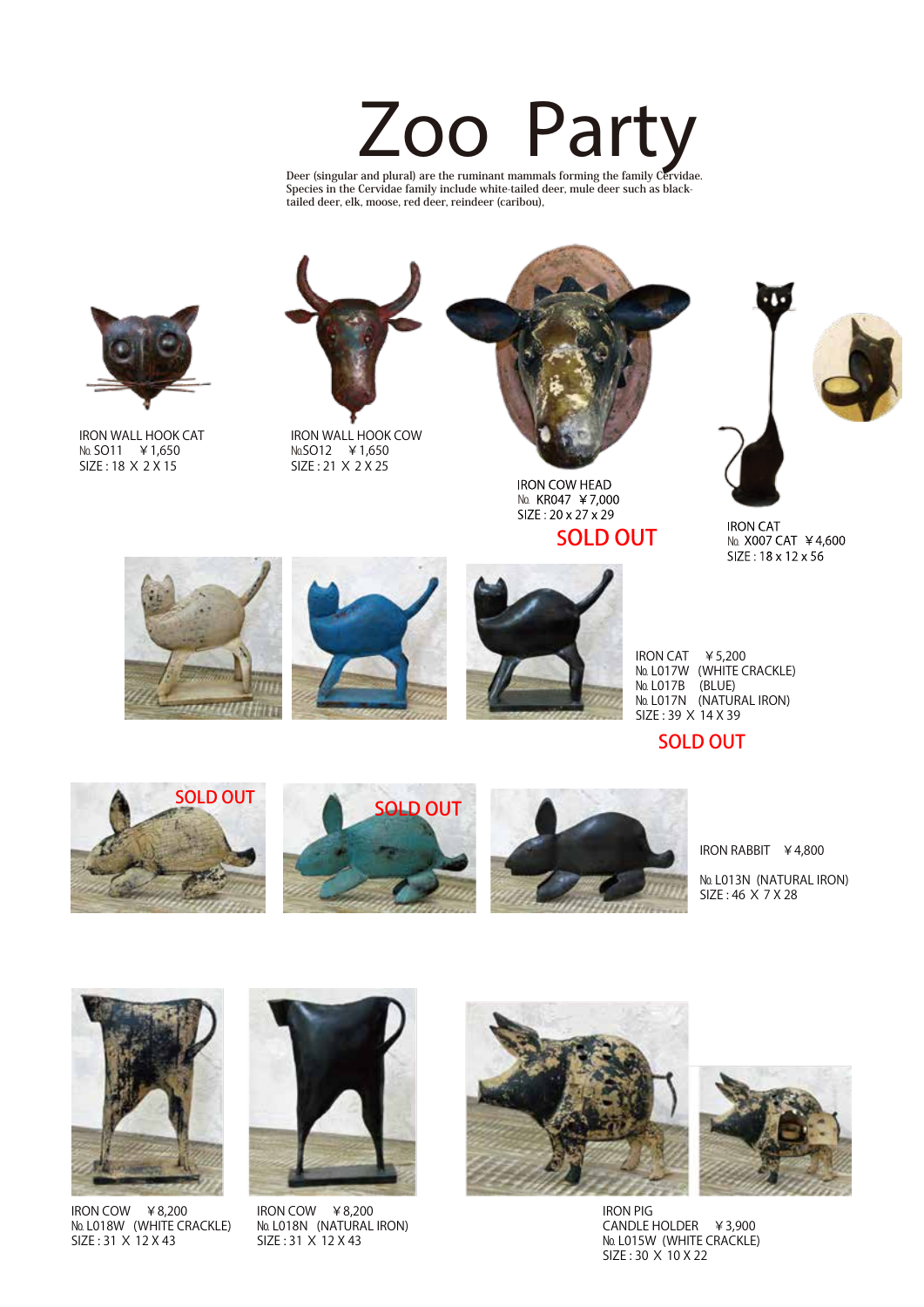# Zoo Party

Deer (singular and plural) are the ruminant mammals forming the family Cervidae. Species in the Cervidae family include white-tailed deer, mule deer such as black-tailed deer, elk, moose, red deer, reindeer (caribou),

IRON WALL HOOK CAT
No. SO11 ￥1,650
SIZE : 18 X 2 X 15

IRON WALL HOOK COW
No.SO12 ￥1,650
SIZE : 21 X 2 X 25

IRON COW HEAD
No. KR047 ￥7,000
SIZE : 20 x 27 x 29
SOLD OUT

IRON CAT
No. X007 CAT ￥4,600
SIZE : 18 x 12 x 56

IRON CAT ￥5,200
No. L017W (WHITE CRACKLE)
No. L017B (BLUE)
No. L017N (NATURAL IRON)
SIZE : 39 X 14 X 39
SOLD OUT

SOLD OUT

SOLD OUT

IRON RABBIT ￥4,800

No. L013N (NATURAL IRON)
SIZE : 46 X 7 X 28

IRON COW ￥8,200
No. L018W (WHITE CRACKLE)
SIZE : 31 X 12 X 43

IRON COW ￥8,200
No. L018N (NATURAL IRON)
SIZE : 31 X 12 X 43

IRON PIG
CANDLE HOLDER ￥3,900
No. L015W (WHITE CRACKLE)
SIZE : 30 X 10 X 22